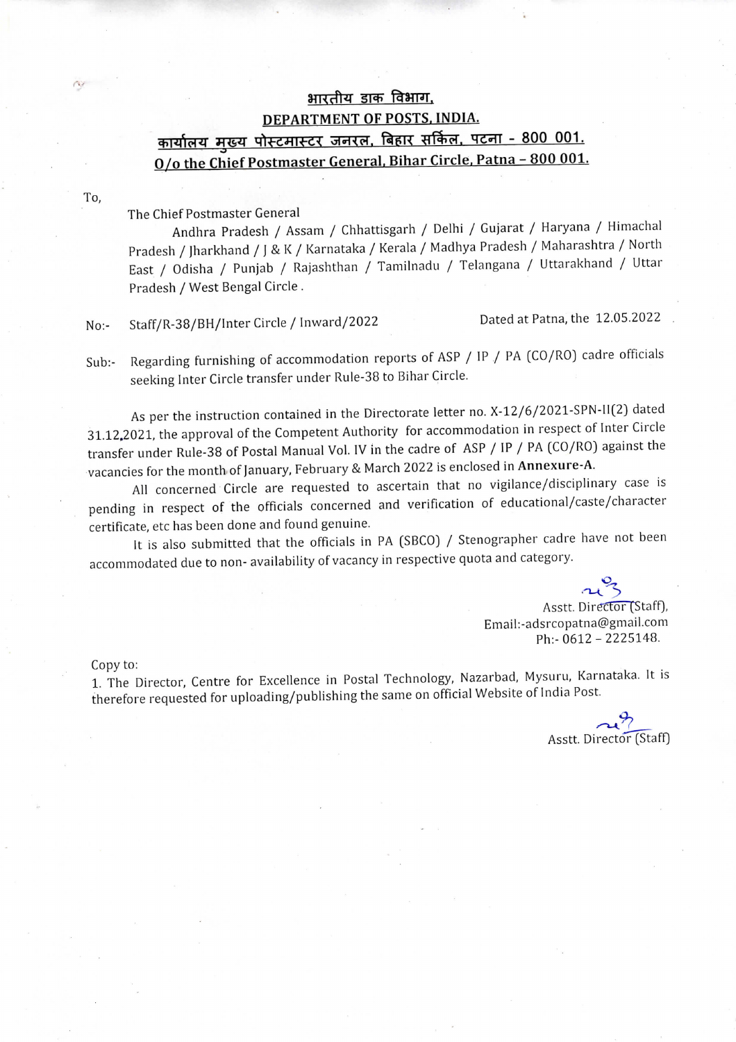**भारतीय डाक विभाग,**

**DEPARTMENT OF POSTS, INDIA.**

**कार्यालय मुख्य पोस्टमास्टर जनरल, बिहार सर्किल, पटना - 800 001.**

**O/o the Chief Postmaster General, Bihar Circle, Patna – 800 001.**

To,

The Chief Postmaster General

Andhra Pradesh / Assam / Chhattisgarh / Delhi / Gujarat / Haryana / Himachal Pradesh / Jharkhand / J & K / Karnataka / Kerala / Madhya Pradesh / Maharashtra / North East / Odisha / Punjab / Rajashthan / Tamilnadu / Telangana / Uttarakhand / Uttar Pradesh / West Bengal Circle .

No:- Staff/R-38/BH/Inter Circle / Inward/2022 Dated at Patna, the 12.05.2022

Sub:- Regarding furnishing of accommodation reports of ASP / IP / PA (CO/RO) cadre officials seeking Inter Circle transfer under Rule-38 to Bihar Circle.

As per the instruction contained in the Directorate letter no. X-12/6/2021-SPN-II(2) dated 31.12.2021, the approval of the Competent Authority for accommodation in respect of Inter Circle transfer under Rule-38 of Postal Manual Vol. IV in the cadre of ASP / IP / PA (CO/RO) against the vacancies for the month of January, February & March 2022 is enclosed in **Annexure-A**.

All concerned Circle are requested to ascertain that no vigilance/disciplinary case is pending in respect of the officials concerned and verification of educational/caste/character certificate, etc has been done and found genuine.

It is also submitted that the officials in PA (SBCO) / Stenographer cadre have not been accommodated due to non- availability of vacancy in respective quota and category.

Asstt. Director (Staff),
Email:-adsrcopatna@gmail.com
Ph:- 0612 – 2225148.

Copy to:

1. The Director, Centre for Excellence in Postal Technology, Nazarbad, Mysuru, Karnataka. It is therefore requested for uploading/publishing the same on official Website of India Post.

Asstt. Director (Staff)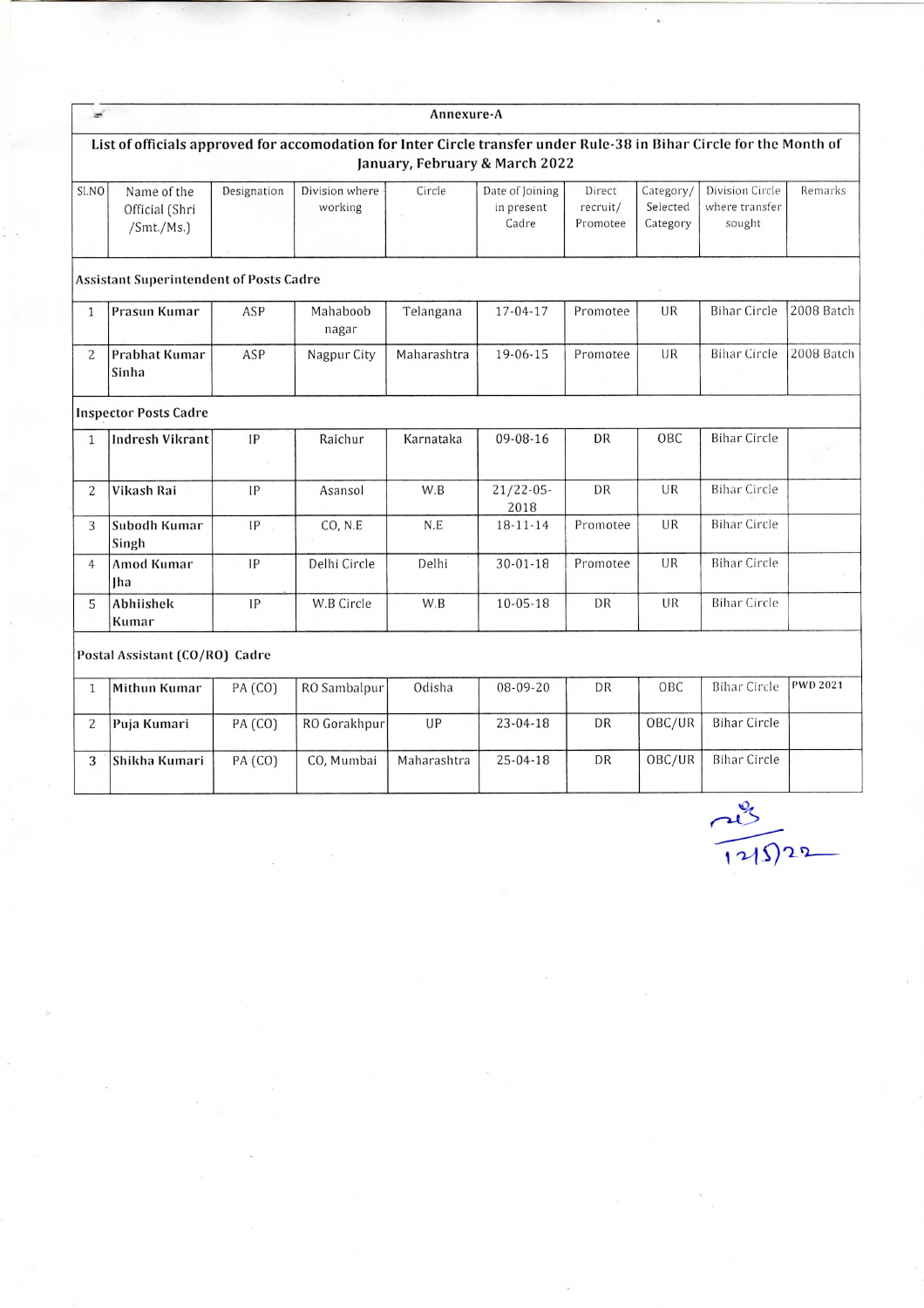## Annexure-A

**List of officials approved for accomodation for Inter Circle transfer under Rule-38 in Bihar Circle for the Month of January, February & March 2022**

| Sl.NO | Name of the Official (Shri /Smt./Ms.) | Designation | Division where working | Circle | Date of Joining in present Cadre | Direct recruit/ Promotee | Category/ Selected Category | Division Circle where transfer sought | Remarks |
|---|---|---|---|---|---|---|---|---|---|
| **Assistant Superintendent of Posts Cadre** | | | | | | | | | |
| 1 | **Prasun Kumar** | ASP | Mahaboob nagar | Telangana | 17-04-17 | Promotee | UR | Bihar Circle | 2008 Batch |
| 2 | **Prabhat Kumar Sinha** | ASP | Nagpur City | Maharashtra | 19-06-15 | Promotee | UR | Bihar Circle | 2008 Batch |
| **Inspector Posts Cadre** | | | | | | | | | |
| 1 | **Indresh Vikrant** | IP | Raichur | Karnataka | 09-08-16 | DR | OBC | Bihar Circle | |
| 2 | **Vikash Rai** | IP | Asansol | W.B | 21/22-05-2018 | DR | UR | Bihar Circle | |
| 3 | **Subodh Kumar Singh** | IP | CO, N.E | N.E | 18-11-14 | Promotee | UR | Bihar Circle | |
| 4 | **Amod Kumar Jha** | IP | Delhi Circle | Delhi | 30-01-18 | Promotee | UR | Bihar Circle | |
| 5 | **Abhiishek Kumar** | IP | W.B Circle | W.B | 10-05-18 | DR | UR | Bihar Circle | |
| **Postal Assistant (CO/RO) Cadre** | | | | | | | | | |
| 1 | **Mithun Kumar** | PA (CO) | RO Sambalpur | Odisha | 08-09-20 | DR | OBC | Bihar Circle | PWD 2021 |
| 2 | **Puja Kumari** | PA (CO) | RO Gorakhpur | UP | 23-04-18 | DR | OBC/UR | Bihar Circle | |
| 3 | **Shikha Kumari** | PA (CO) | CO, Mumbai | Maharashtra | 25-04-18 | DR | OBC/UR | Bihar Circle | |

12/5/22